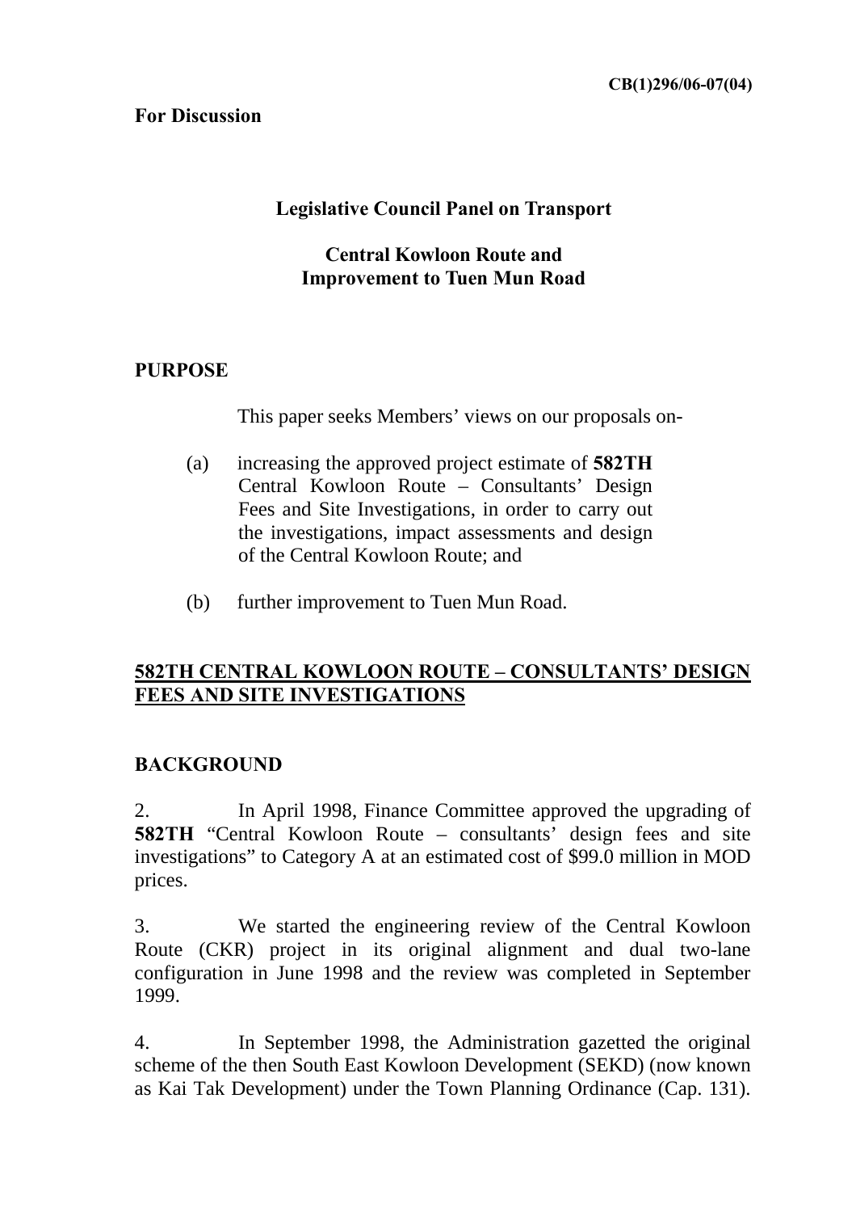CB(1)296/06-07(04)

**For Discussion**

# Legislative Council Panel on Transport

## Central Kowloon Route and Improvement to Tuen Mun Road

## PURPOSE

This paper seeks Members' views on our proposals on-

(a) increasing the approved project estimate of **582TH** Central Kowloon Route – Consultants' Design Fees and Site Investigations, in order to carry out the investigations, impact assessments and design of the Central Kowloon Route; and

(b) further improvement to Tuen Mun Road.

## 582TH CENTRAL KOWLOON ROUTE – CONSULTANTS' DESIGN FEES AND SITE INVESTIGATIONS

## BACKGROUND

2. In April 1998, Finance Committee approved the upgrading of **582TH** "Central Kowloon Route – consultants' design fees and site investigations" to Category A at an estimated cost of $99.0 million in MOD prices.

3. We started the engineering review of the Central Kowloon Route (CKR) project in its original alignment and dual two-lane configuration in June 1998 and the review was completed in September 1999.

4. In September 1998, the Administration gazetted the original scheme of the then South East Kowloon Development (SEKD) (now known as Kai Tak Development) under the Town Planning Ordinance (Cap. 131).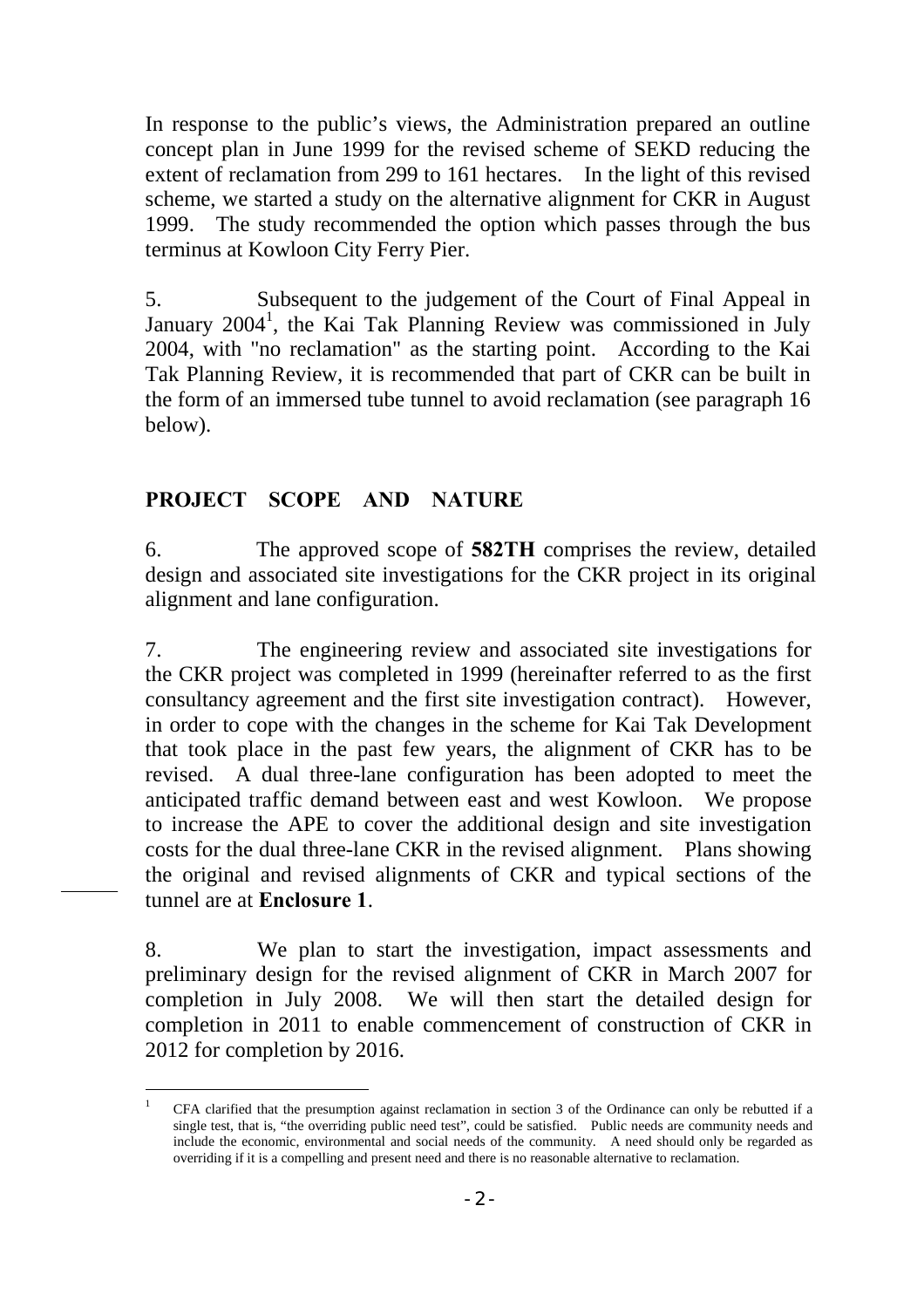In response to the public's views, the Administration prepared an outline concept plan in June 1999 for the revised scheme of SEKD reducing the extent of reclamation from 299 to 161 hectares. In the light of this revised scheme, we started a study on the alternative alignment for CKR in August 1999. The study recommended the option which passes through the bus terminus at Kowloon City Ferry Pier.

5. Subsequent to the judgement of the Court of Final Appeal in January 2004[1], the Kai Tak Planning Review was commissioned in July 2004, with "no reclamation" as the starting point. According to the Kai Tak Planning Review, it is recommended that part of CKR can be built in the form of an immersed tube tunnel to avoid reclamation (see paragraph 16 below).

## PROJECT SCOPE AND NATURE

6. The approved scope of **582TH** comprises the review, detailed design and associated site investigations for the CKR project in its original alignment and lane configuration.

7. The engineering review and associated site investigations for the CKR project was completed in 1999 (hereinafter referred to as the first consultancy agreement and the first site investigation contract). However, in order to cope with the changes in the scheme for Kai Tak Development that took place in the past few years, the alignment of CKR has to be revised. A dual three-lane configuration has been adopted to meet the anticipated traffic demand between east and west Kowloon. We propose to increase the APE to cover the additional design and site investigation costs for the dual three-lane CKR in the revised alignment. Plans showing the original and revised alignments of CKR and typical sections of the tunnel are at **Enclosure 1**.

8. We plan to start the investigation, impact assessments and preliminary design for the revised alignment of CKR in March 2007 for completion in July 2008. We will then start the detailed design for completion in 2011 to enable commencement of construction of CKR in 2012 for completion by 2016.

---

[1] CFA clarified that the presumption against reclamation in section 3 of the Ordinance can only be rebutted if a single test, that is, "the overriding public need test", could be satisfied. Public needs are community needs and include the economic, environmental and social needs of the community. A need should only be regarded as overriding if it is a compelling and present need and there is no reasonable alternative to reclamation.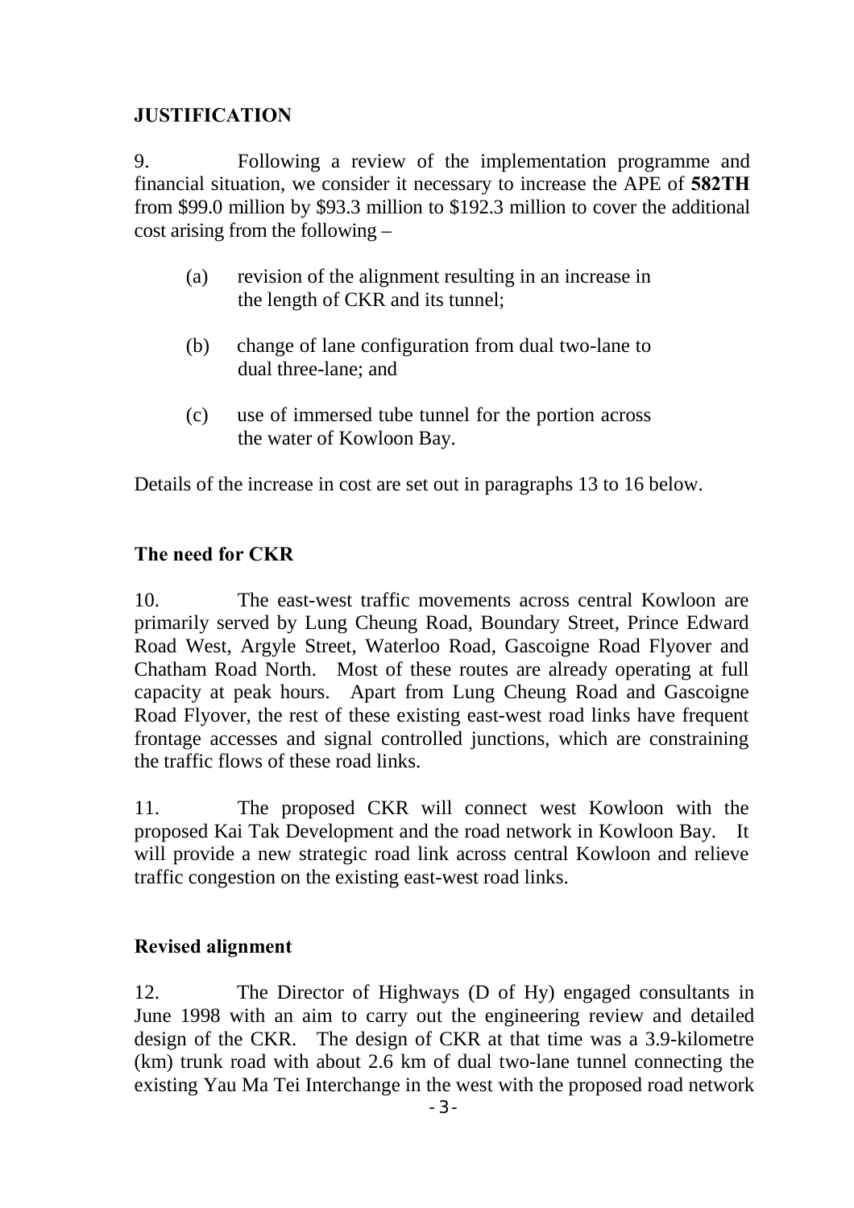## JUSTIFICATION

9. Following a review of the implementation programme and financial situation, we consider it necessary to increase the APE of **582TH** from $99.0 million by $93.3 million to $192.3 million to cover the additional cost arising from the following –

(a) revision of the alignment resulting in an increase in the length of CKR and its tunnel;

(b) change of lane configuration from dual two-lane to dual three-lane; and

(c) use of immersed tube tunnel for the portion across the water of Kowloon Bay.

Details of the increase in cost are set out in paragraphs 13 to 16 below.

### The need for CKR

10. The east-west traffic movements across central Kowloon are primarily served by Lung Cheung Road, Boundary Street, Prince Edward Road West, Argyle Street, Waterloo Road, Gascoigne Road Flyover and Chatham Road North. Most of these routes are already operating at full capacity at peak hours. Apart from Lung Cheung Road and Gascoigne Road Flyover, the rest of these existing east-west road links have frequent frontage accesses and signal controlled junctions, which are constraining the traffic flows of these road links.

11. The proposed CKR will connect west Kowloon with the proposed Kai Tak Development and the road network in Kowloon Bay. It will provide a new strategic road link across central Kowloon and relieve traffic congestion on the existing east-west road links.

### Revised alignment

12. The Director of Highways (D of Hy) engaged consultants in June 1998 with an aim to carry out the engineering review and detailed design of the CKR. The design of CKR at that time was a 3.9-kilometre (km) trunk road with about 2.6 km of dual two-lane tunnel connecting the existing Yau Ma Tei Interchange in the west with the proposed road network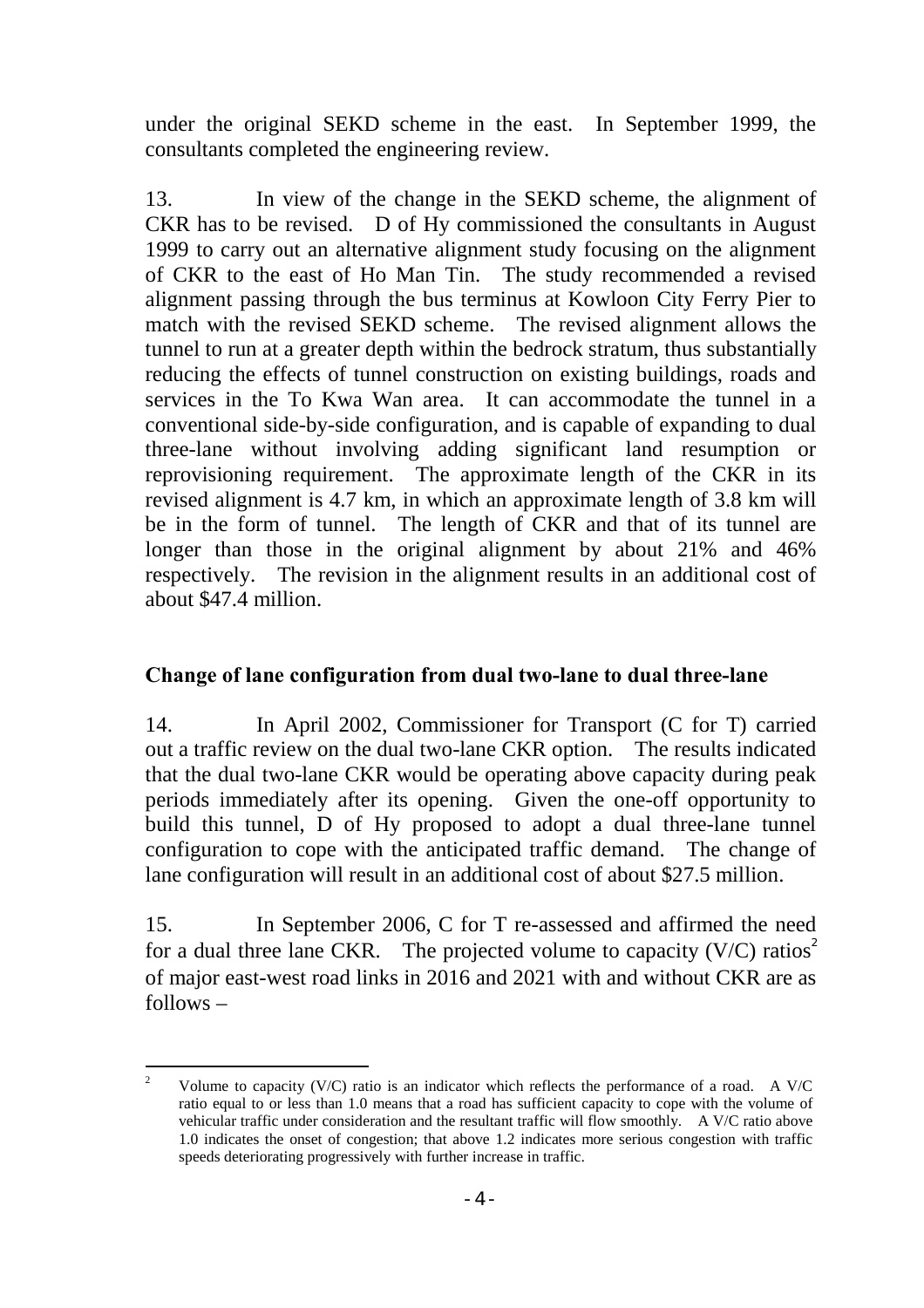under the original SEKD scheme in the east. In September 1999, the consultants completed the engineering review.

13. In view of the change in the SEKD scheme, the alignment of CKR has to be revised. D of Hy commissioned the consultants in August 1999 to carry out an alternative alignment study focusing on the alignment of CKR to the east of Ho Man Tin. The study recommended a revised alignment passing through the bus terminus at Kowloon City Ferry Pier to match with the revised SEKD scheme. The revised alignment allows the tunnel to run at a greater depth within the bedrock stratum, thus substantially reducing the effects of tunnel construction on existing buildings, roads and services in the To Kwa Wan area. It can accommodate the tunnel in a conventional side-by-side configuration, and is capable of expanding to dual three-lane without involving adding significant land resumption or reprovisioning requirement. The approximate length of the CKR in its revised alignment is 4.7 km, in which an approximate length of 3.8 km will be in the form of tunnel. The length of CKR and that of its tunnel are longer than those in the original alignment by about 21% and 46% respectively. The revision in the alignment results in an additional cost of about $47.4 million.

## Change of lane configuration from dual two-lane to dual three-lane

14. In April 2002, Commissioner for Transport (C for T) carried out a traffic review on the dual two-lane CKR option. The results indicated that the dual two-lane CKR would be operating above capacity during peak periods immediately after its opening. Given the one-off opportunity to build this tunnel, D of Hy proposed to adopt a dual three-lane tunnel configuration to cope with the anticipated traffic demand. The change of lane configuration will result in an additional cost of about $27.5 million.

15. In September 2006, C for T re-assessed and affirmed the need for a dual three lane CKR. The projected volume to capacity (V/C) ratios[2] of major east-west road links in 2016 and 2021 with and without CKR are as follows –

---

[2] Volume to capacity (V/C) ratio is an indicator which reflects the performance of a road. A V/C ratio equal to or less than 1.0 means that a road has sufficient capacity to cope with the volume of vehicular traffic under consideration and the resultant traffic will flow smoothly. A V/C ratio above 1.0 indicates the onset of congestion; that above 1.2 indicates more serious congestion with traffic speeds deteriorating progressively with further increase in traffic.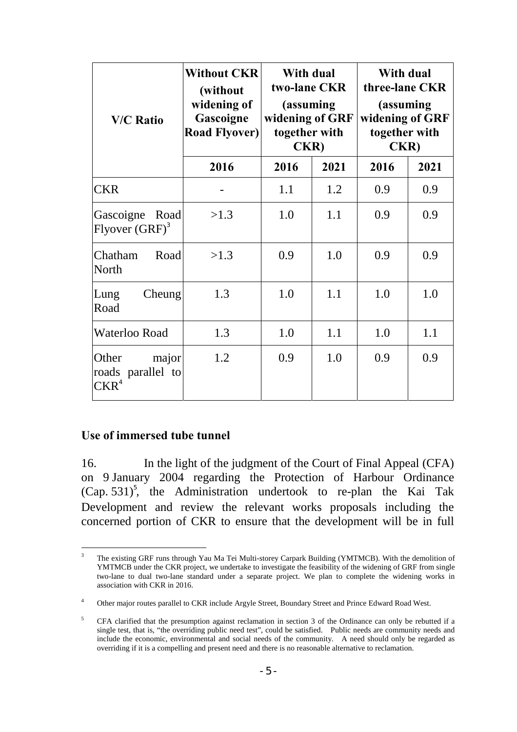| V/C Ratio | Without CKR (without widening of Gascoigne Road Flyover) | With dual two-lane CKR (assuming widening of GRF together with CKR) | | With dual three-lane CKR (assuming widening of GRF together with CKR) | |
|---|---|---|---|---|---|
| | 2016 | 2016 | 2021 | 2016 | 2021 |
| CKR | - | 1.1 | 1.2 | 0.9 | 0.9 |
| Gascoigne Road Flyover (GRF)[3] | >1.3 | 1.0 | 1.1 | 0.9 | 0.9 |
| Chatham Road North | >1.3 | 0.9 | 1.0 | 0.9 | 0.9 |
| Lung Cheung Road | 1.3 | 1.0 | 1.1 | 1.0 | 1.0 |
| Waterloo Road | 1.3 | 1.0 | 1.1 | 1.0 | 1.1 |
| Other major roads parallel to CKR[4] | 1.2 | 0.9 | 1.0 | 0.9 | 0.9 |

### Use of immersed tube tunnel

16. In the light of the judgment of the Court of Final Appeal (CFA) on 9 January 2004 regarding the Protection of Harbour Ordinance (Cap. 531)[5], the Administration undertook to re-plan the Kai Tak Development and review the relevant works proposals including the concerned portion of CKR to ensure that the development will be in full

---

[3] The existing GRF runs through Yau Ma Tei Multi-storey Carpark Building (YMTMCB). With the demolition of YMTMCB under the CKR project, we undertake to investigate the feasibility of the widening of GRF from single two-lane to dual two-lane standard under a separate project. We plan to complete the widening works in association with CKR in 2016.

[4] Other major routes parallel to CKR include Argyle Street, Boundary Street and Prince Edward Road West.

[5] CFA clarified that the presumption against reclamation in section 3 of the Ordinance can only be rebutted if a single test, that is, "the overriding public need test", could be satisfied. Public needs are community needs and include the economic, environmental and social needs of the community. A need should only be regarded as overriding if it is a compelling and present need and there is no reasonable alternative to reclamation.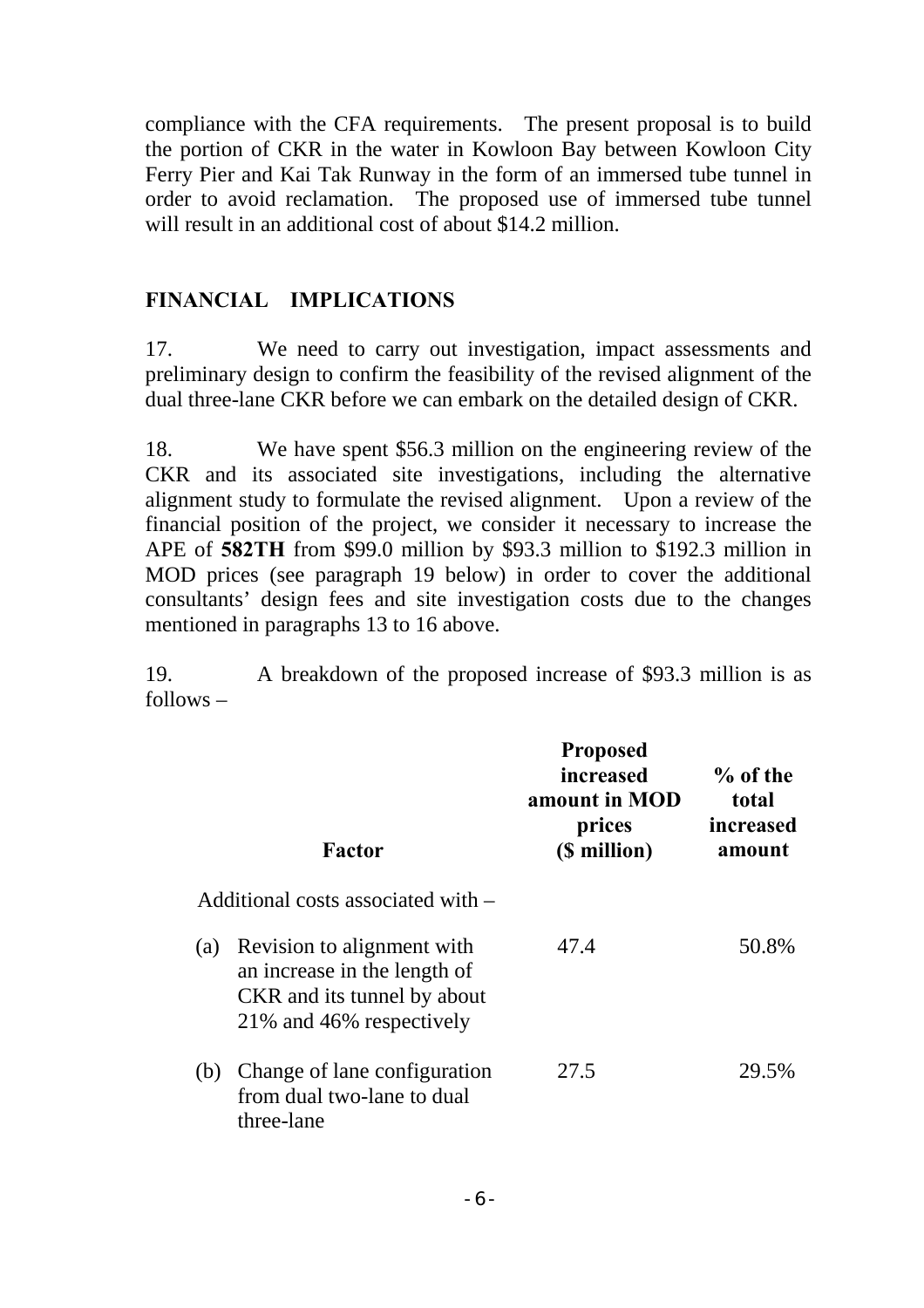compliance with the CFA requirements. The present proposal is to build the portion of CKR in the water in Kowloon Bay between Kowloon City Ferry Pier and Kai Tak Runway in the form of an immersed tube tunnel in order to avoid reclamation. The proposed use of immersed tube tunnel will result in an additional cost of about $14.2 million.

## FINANCIAL IMPLICATIONS

17. We need to carry out investigation, impact assessments and preliminary design to confirm the feasibility of the revised alignment of the dual three-lane CKR before we can embark on the detailed design of CKR.

18. We have spent $56.3 million on the engineering review of the CKR and its associated site investigations, including the alternative alignment study to formulate the revised alignment. Upon a review of the financial position of the project, we consider it necessary to increase the APE of **582TH** from $99.0 million by $93.3 million to $192.3 million in MOD prices (see paragraph 19 below) in order to cover the additional consultants' design fees and site investigation costs due to the changes mentioned in paragraphs 13 to 16 above.

19. A breakdown of the proposed increase of $93.3 million is as follows –

| | **Factor** | **Proposed increased amount in MOD prices ($ million)** | **% of the total increased amount** |
|---|---|---|---|
| | Additional costs associated with – | | |
| (a) | Revision to alignment with an increase in the length of CKR and its tunnel by about 21% and 46% respectively | 47.4 | 50.8% |
| (b) | Change of lane configuration from dual two-lane to dual three-lane | 27.5 | 29.5% |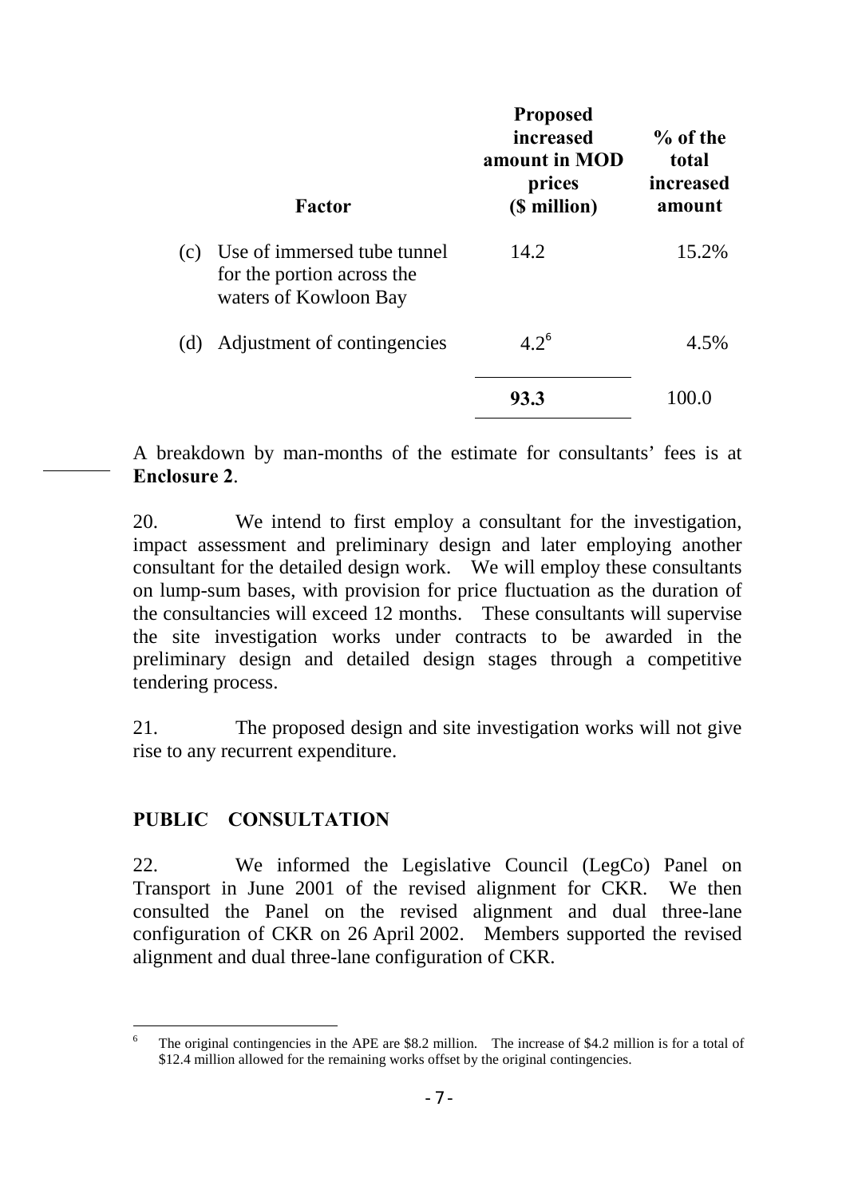| Factor | Proposed increased amount in MOD prices ($ million) | % of the total increased amount |
|---|---|---|
| (c) Use of immersed tube tunnel for the portion across the waters of Kowloon Bay | 14.2 | 15.2% |
| (d) Adjustment of contingencies | 4.2[6] | 4.5% |
| | **93.3** | 100.0 |

A breakdown by man-months of the estimate for consultants' fees is at **Enclosure 2**.

20. We intend to first employ a consultant for the investigation, impact assessment and preliminary design and later employing another consultant for the detailed design work. We will employ these consultants on lump-sum bases, with provision for price fluctuation as the duration of the consultancies will exceed 12 months. These consultants will supervise the site investigation works under contracts to be awarded in the preliminary design and detailed design stages through a competitive tendering process.

21. The proposed design and site investigation works will not give rise to any recurrent expenditure.

## PUBLIC CONSULTATION

22. We informed the Legislative Council (LegCo) Panel on Transport in June 2001 of the revised alignment for CKR. We then consulted the Panel on the revised alignment and dual three-lane configuration of CKR on 26 April 2002. Members supported the revised alignment and dual three-lane configuration of CKR.

---

[6] The original contingencies in the APE are $8.2 million. The increase of $4.2 million is for a total of $12.4 million allowed for the remaining works offset by the original contingencies.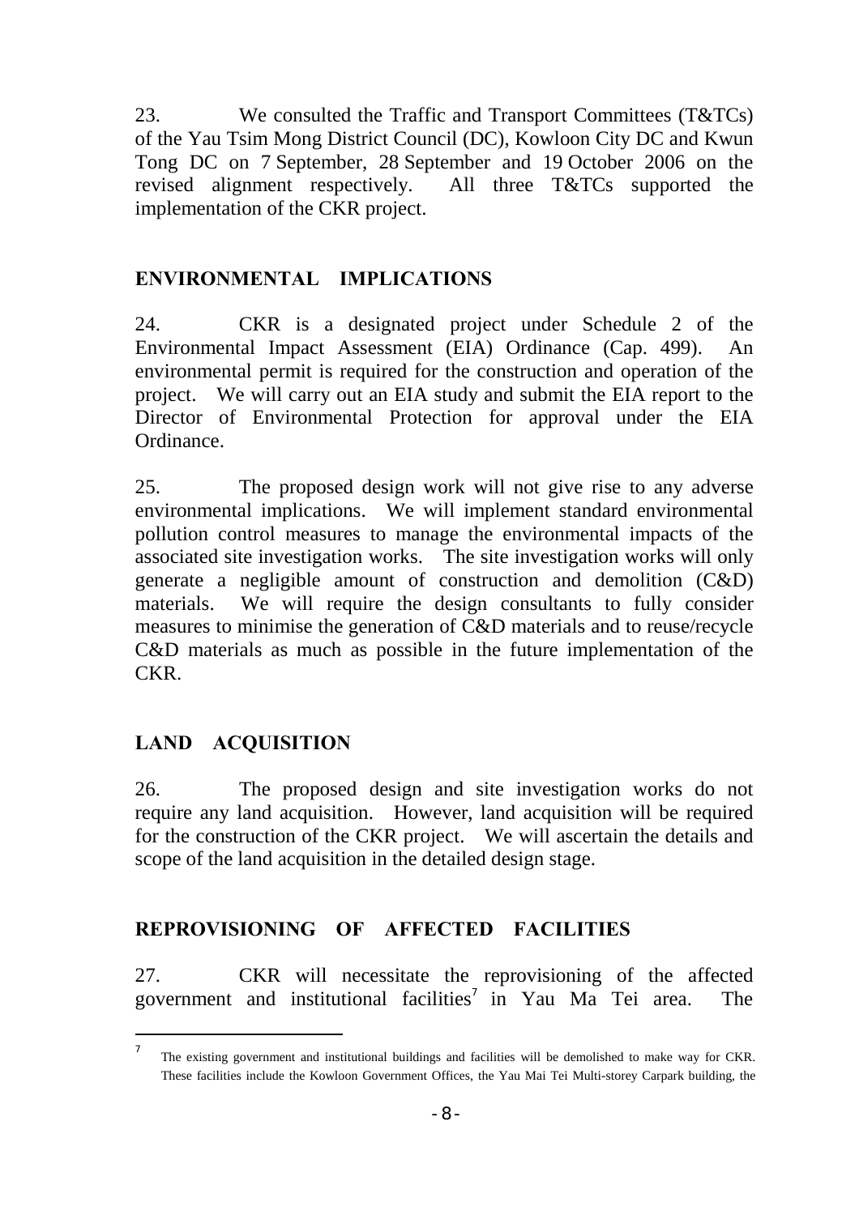23. We consulted the Traffic and Transport Committees (T&TCs) of the Yau Tsim Mong District Council (DC), Kowloon City DC and Kwun Tong DC on 7 September, 28 September and 19 October 2006 on the revised alignment respectively. All three T&TCs supported the implementation of the CKR project.

## ENVIRONMENTAL IMPLICATIONS

24. CKR is a designated project under Schedule 2 of the Environmental Impact Assessment (EIA) Ordinance (Cap. 499). An environmental permit is required for the construction and operation of the project. We will carry out an EIA study and submit the EIA report to the Director of Environmental Protection for approval under the EIA Ordinance.

25. The proposed design work will not give rise to any adverse environmental implications. We will implement standard environmental pollution control measures to manage the environmental impacts of the associated site investigation works. The site investigation works will only generate a negligible amount of construction and demolition (C&D) materials. We will require the design consultants to fully consider measures to minimise the generation of C&D materials and to reuse/recycle C&D materials as much as possible in the future implementation of the CKR.

## LAND ACQUISITION

26. The proposed design and site investigation works do not require any land acquisition. However, land acquisition will be required for the construction of the CKR project. We will ascertain the details and scope of the land acquisition in the detailed design stage.

## REPROVISIONING OF AFFECTED FACILITIES

27. CKR will necessitate the reprovisioning of the affected government and institutional facilities[7] in Yau Ma Tei area. The

---

[7] The existing government and institutional buildings and facilities will be demolished to make way for CKR. These facilities include the Kowloon Government Offices, the Yau Mai Tei Multi-storey Carpark building, the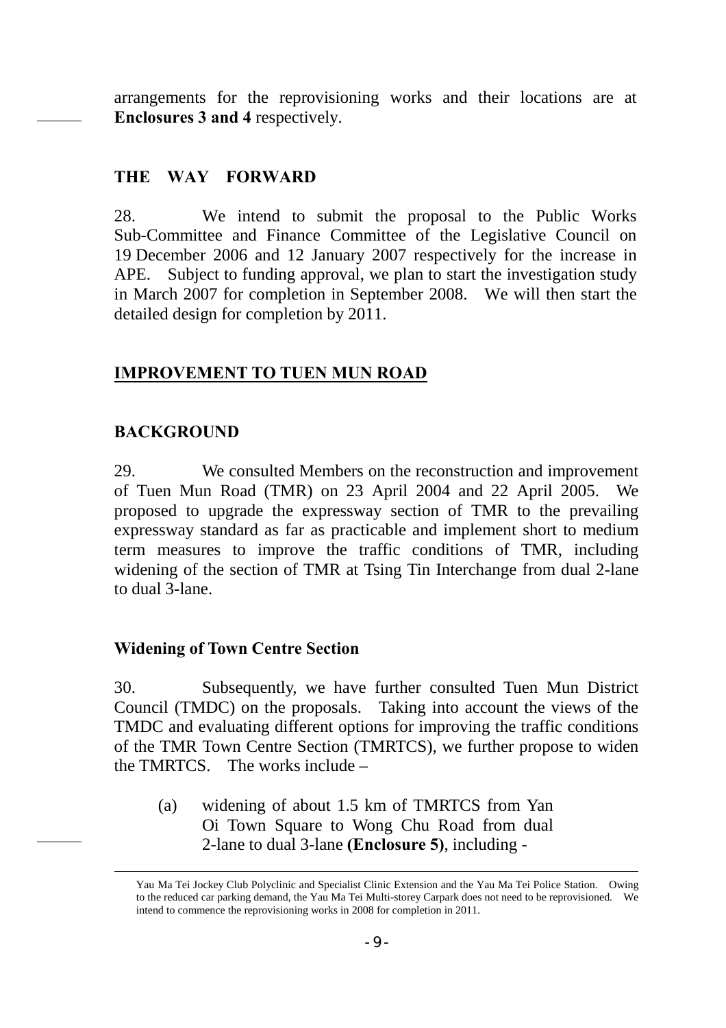arrangements for the reprovisioning works and their locations are at **Enclosures 3 and 4** respectively.

## THE WAY FORWARD

28. We intend to submit the proposal to the Public Works Sub-Committee and Finance Committee of the Legislative Council on 19 December 2006 and 12 January 2007 respectively for the increase in APE. Subject to funding approval, we plan to start the investigation study in March 2007 for completion in September 2008. We will then start the detailed design for completion by 2011.

# IMPROVEMENT TO TUEN MUN ROAD

## BACKGROUND

29. We consulted Members on the reconstruction and improvement of Tuen Mun Road (TMR) on 23 April 2004 and 22 April 2005. We proposed to upgrade the expressway section of TMR to the prevailing expressway standard as far as practicable and implement short to medium term measures to improve the traffic conditions of TMR, including widening of the section of TMR at Tsing Tin Interchange from dual 2-lane to dual 3-lane.

### Widening of Town Centre Section

30. Subsequently, we have further consulted Tuen Mun District Council (TMDC) on the proposals. Taking into account the views of the TMDC and evaluating different options for improving the traffic conditions of the TMR Town Centre Section (TMRTCS), we further propose to widen the TMRTCS. The works include –

(a) widening of about 1.5 km of TMRTCS from Yan Oi Town Square to Wong Chu Road from dual 2-lane to dual 3-lane **(Enclosure 5)**, including -

---

Yau Ma Tei Jockey Club Polyclinic and Specialist Clinic Extension and the Yau Ma Tei Police Station. Owing to the reduced car parking demand, the Yau Ma Tei Multi-storey Carpark does not need to be reprovisioned. We intend to commence the reprovisioning works in 2008 for completion in 2011.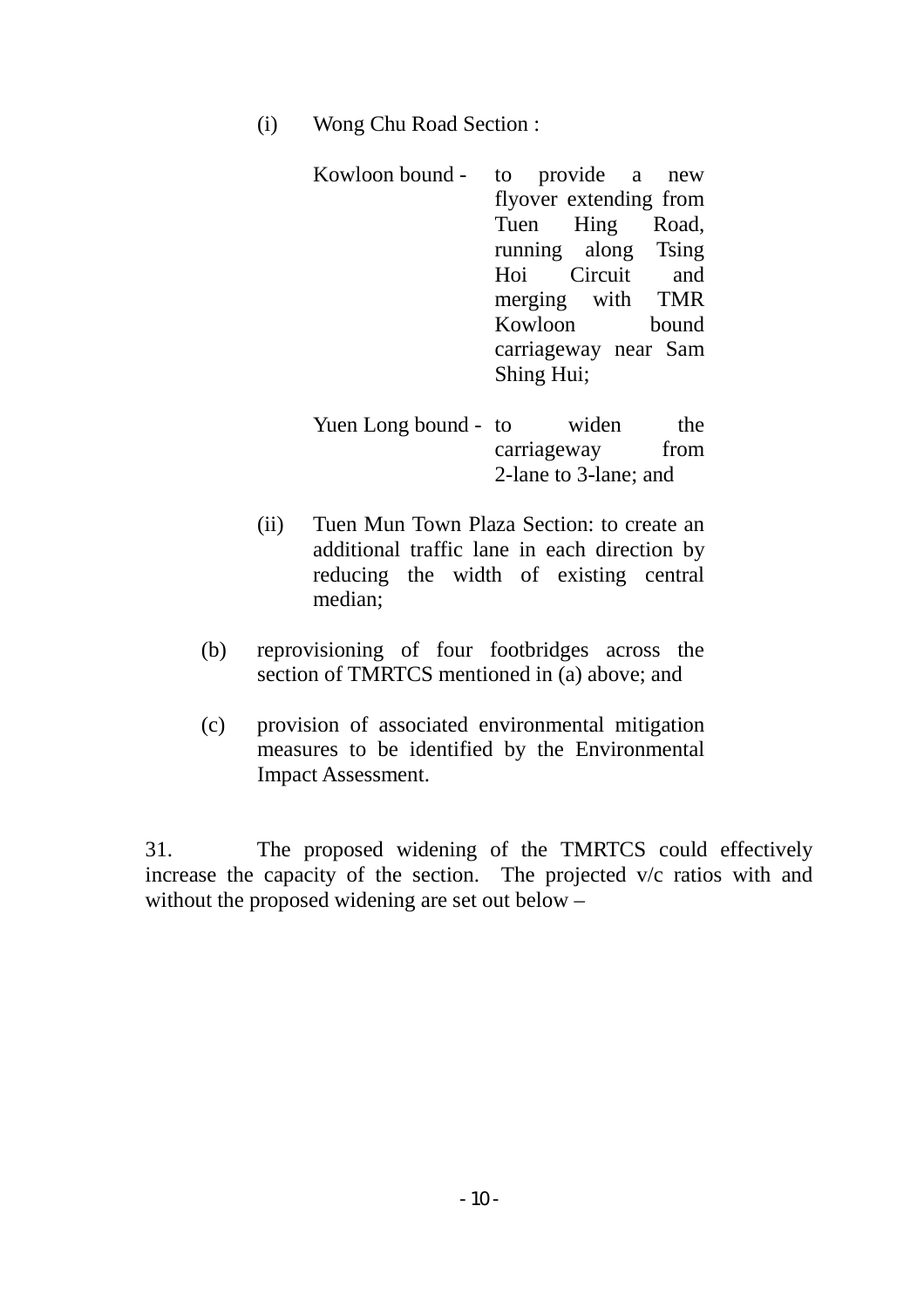(i) Wong Chu Road Section :

Kowloon bound - to provide a new flyover extending from Tuen Hing Road, running along Tsing Hoi Circuit and merging with TMR Kowloon bound carriageway near Sam Shing Hui;

Yuen Long bound - to widen the carriageway from 2-lane to 3-lane; and

(ii) Tuen Mun Town Plaza Section: to create an additional traffic lane in each direction by reducing the width of existing central median;

(b) reprovisioning of four footbridges across the section of TMRTCS mentioned in (a) above; and

(c) provision of associated environmental mitigation measures to be identified by the Environmental Impact Assessment.

31. The proposed widening of the TMRTCS could effectively increase the capacity of the section. The projected v/c ratios with and without the proposed widening are set out below –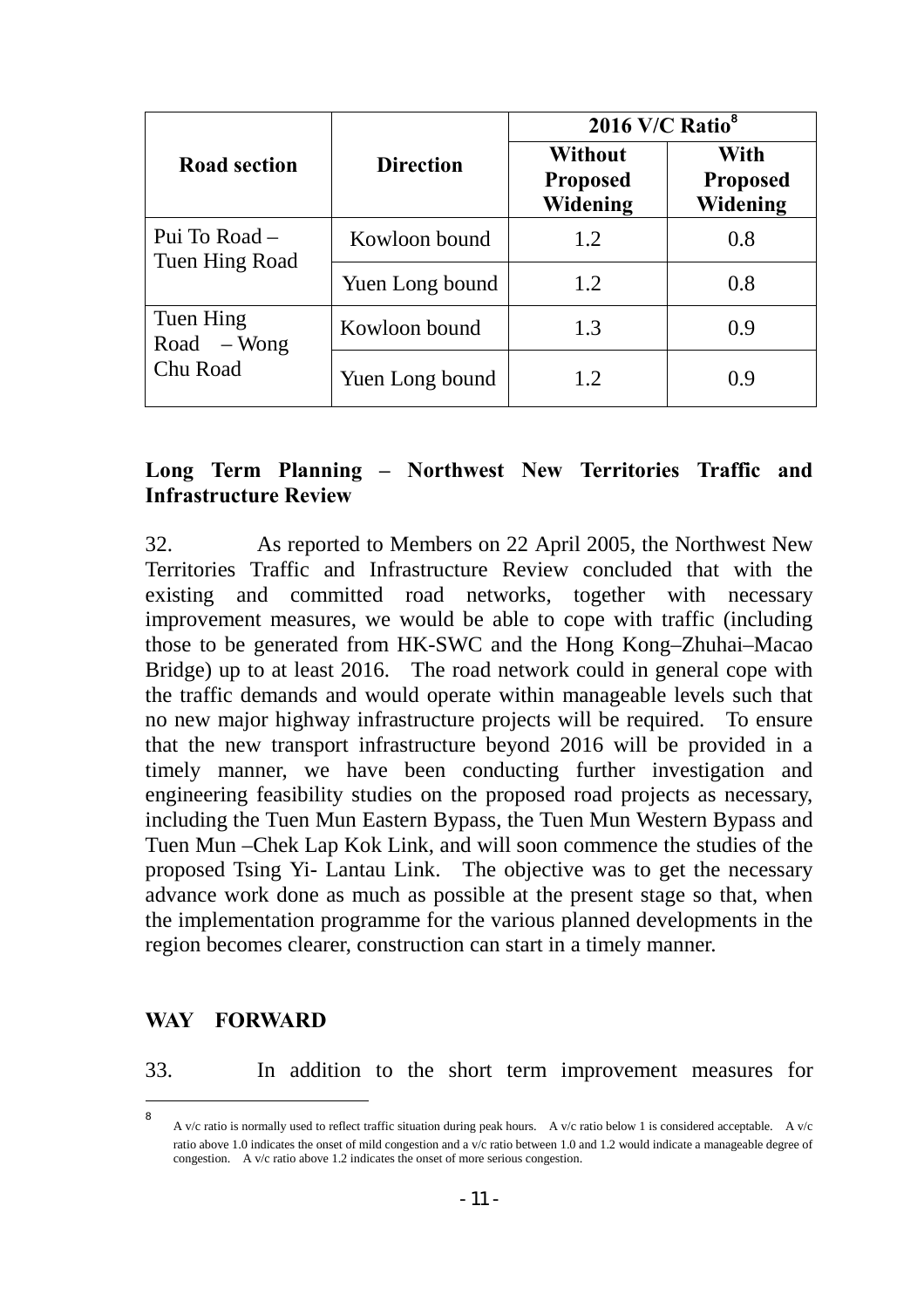| Road section | Direction | 2016 V/C Ratio[8] | |
|---|---|---|---|
| | | Without Proposed Widening | With Proposed Widening |
| Pui To Road – Tuen Hing Road | Kowloon bound | 1.2 | 0.8 |
| | Yuen Long bound | 1.2 | 0.8 |
| Tuen Hing Road – Wong Chu Road | Kowloon bound | 1.3 | 0.9 |
| | Yuen Long bound | 1.2 | 0.9 |

**Long Term Planning – Northwest New Territories Traffic and Infrastructure Review**

32. As reported to Members on 22 April 2005, the Northwest New Territories Traffic and Infrastructure Review concluded that with the existing and committed road networks, together with necessary improvement measures, we would be able to cope with traffic (including those to be generated from HK-SWC and the Hong Kong–Zhuhai–Macao Bridge) up to at least 2016. The road network could in general cope with the traffic demands and would operate within manageable levels such that no new major highway infrastructure projects will be required. To ensure that the new transport infrastructure beyond 2016 will be provided in a timely manner, we have been conducting further investigation and engineering feasibility studies on the proposed road projects as necessary, including the Tuen Mun Eastern Bypass, the Tuen Mun Western Bypass and Tuen Mun –Chek Lap Kok Link, and will soon commence the studies of the proposed Tsing Yi- Lantau Link. The objective was to get the necessary advance work done as much as possible at the present stage so that, when the implementation programme for the various planned developments in the region becomes clearer, construction can start in a timely manner.

**WAY FORWARD**

33. In addition to the short term improvement measures for

[8] A v/c ratio is normally used to reflect traffic situation during peak hours. A v/c ratio below 1 is considered acceptable. A v/c ratio above 1.0 indicates the onset of mild congestion and a v/c ratio between 1.0 and 1.2 would indicate a manageable degree of congestion. A v/c ratio above 1.2 indicates the onset of more serious congestion.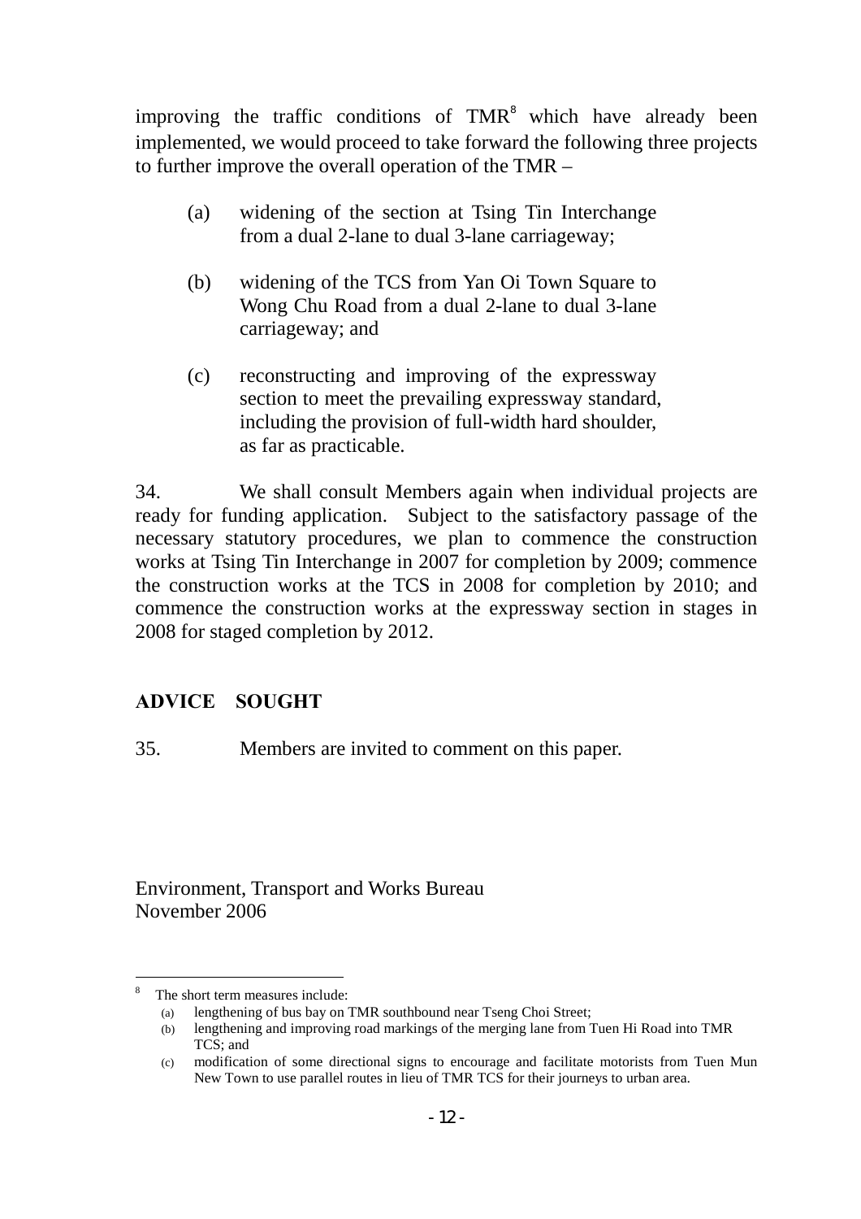improving the traffic conditions of TMR[8] which have already been implemented, we would proceed to take forward the following three projects to further improve the overall operation of the TMR –

(a) widening of the section at Tsing Tin Interchange from a dual 2-lane to dual 3-lane carriageway;

(b) widening of the TCS from Yan Oi Town Square to Wong Chu Road from a dual 2-lane to dual 3-lane carriageway; and

(c) reconstructing and improving of the expressway section to meet the prevailing expressway standard, including the provision of full-width hard shoulder, as far as practicable.

34. We shall consult Members again when individual projects are ready for funding application. Subject to the satisfactory passage of the necessary statutory procedures, we plan to commence the construction works at Tsing Tin Interchange in 2007 for completion by 2009; commence the construction works at the TCS in 2008 for completion by 2010; and commence the construction works at the expressway section in stages in 2008 for staged completion by 2012.

## ADVICE SOUGHT

35. Members are invited to comment on this paper.

Environment, Transport and Works Bureau
November 2006

---

[8] The short term measures include:

(a) lengthening of bus bay on TMR southbound near Tseng Choi Street;

(b) lengthening and improving road markings of the merging lane from Tuen Hi Road into TMR TCS; and

(c) modification of some directional signs to encourage and facilitate motorists from Tuen Mun New Town to use parallel routes in lieu of TMR TCS for their journeys to urban area.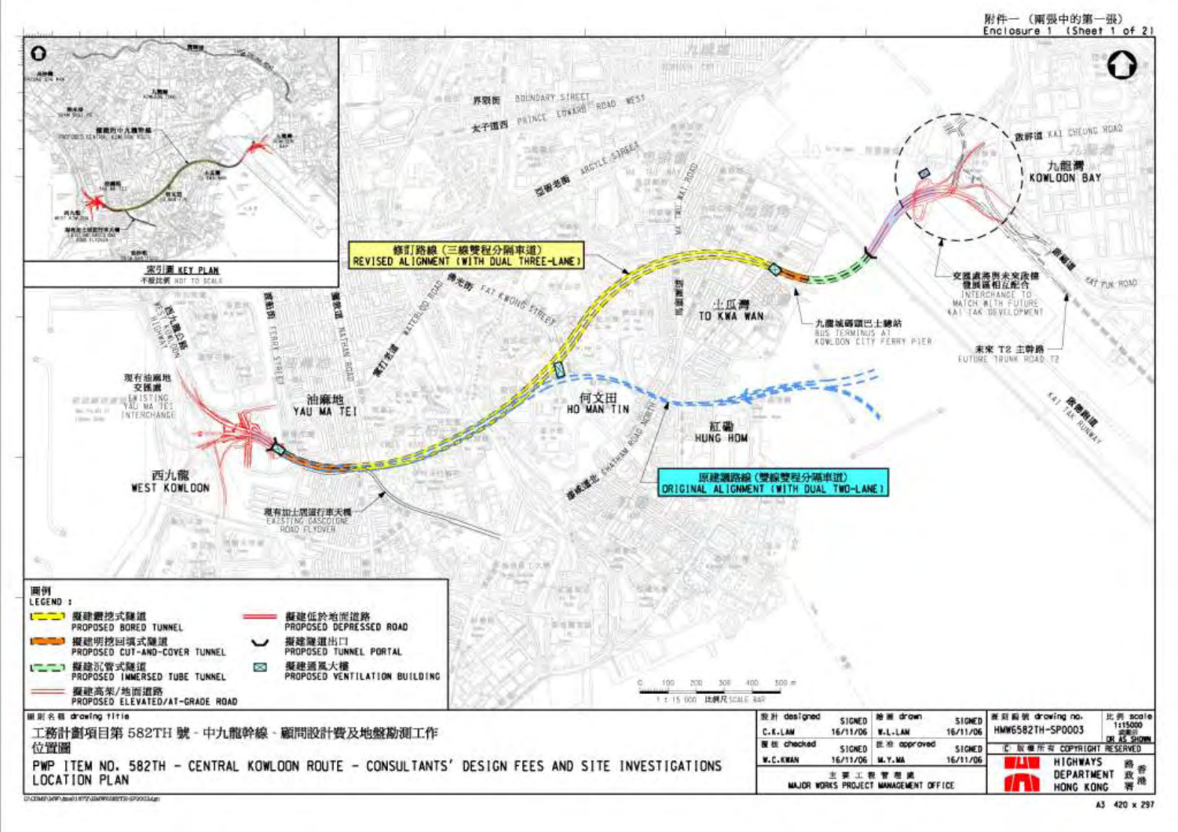附件一（兩張中的第一張）
Enclosure 1 (Sheet 1 of 2)

索引圖 KEY PLAN
不按比例 NOT TO SCALE

修訂路線（三線雙程分隔車道）
REVISED ALIGNMENT (WITH DUAL THREE-LANE)

原建議路線（雙線雙程分隔車道）
ORIGINAL ALIGNMENT (WITH DUAL TWO-LANE)

現有油麻地交匯處 EXISTING YAU MA TEI INTERCHANGE

現有加士居道行車天橋 EXISTING GASCOIGNE ROAD FLYOVER

九龍城碼頭巴士總站 BUS TERMINUS AT KOWLOON CITY FERRY PIER

交匯處將與未來啟德發展區相互配合 INTERCHANGE TO MATCH WITH FUTURE KAI TAK DEVELOPMENT

未來 T2 主幹路 FUTURE TRUNK ROAD T2

西九龍 WEST KOWLOON

油麻地 YAU MA TEI

何文田 HO MAN TIN

土瓜灣 TO KWA WAN

紅磡 HUNG HOM

九龍灣 KOWLOON BAY

界限街 BOUNDARY STREET

太子道西 PRINCE EDWARD ROAD WEST

亞皆老街 ARGYLE STREET

佛光街 FAT KWONG STREET

窩打老道 WATERLOO ROAD

彌敦道 NATHAN ROAD

渡船街 FERRY STREET

西九龍公路 WEST KOWLOON HIGHWAY

漆咸道北 CHATHAM ROAD NORTH

馬頭涌道 MA TAU CHUNG ROAD

啟祥道 KAI CHEUNG ROAD

啟福道 KAI FUK ROAD

啟德跑道 KAI TAK RUNWAY

圖例 LEGEND:

- 擬建鑽挖式隧道 PROPOSED BORED TUNNEL
- 擬建明挖回填式隧道 PROPOSED CUT-AND-COVER TUNNEL
- 擬建沉管式隧道 PROPOSED IMMERSED TUBE TUNNEL
- 擬建高架/地面道路 PROPOSED ELEVATED/AT-GRADE ROAD
- 擬建低於地面道路 PROPOSED DEPRESSED ROAD
- 擬建隧道出口 PROPOSED TUNNEL PORTAL
- 擬建通風大樓 PROPOSED VENTILATION BUILDING

1 : 15 000 比例尺 SCALE BAR

圖則名稱 drawing title

工務計劃項目第 582TH 號 - 中九龍幹線 - 顧問設計費及地盤勘測工作
位置圖

PWP ITEM NO. 582TH - CENTRAL KOWLOON ROUTE - CONSULTANTS' DESIGN FEES AND SITE INVESTIGATIONS
LOCATION PLAN

| 設計 designed | SIGNED | 繪圖 drawn | SIGNED |
|---|---|---|---|
| C.K.LAM | 16/11/06 | W.L.LAM | 16/11/06 |
| 覆核 checked | SIGNED | 批准 approved | SIGNED |
| W.C.KWAN | 16/11/06 | M.Y.MA | 16/11/06 |

主要工程管理處 MAJOR WORKS PROJECT MANAGEMENT OFFICE

圖則編號 drawing no. HMW6582TH-SP0003

比例 scale 1:15000 或如圖示 OR AS SHOWN

© 版權所有 COPYRIGHT RESERVED

路政署 HIGHWAYS DEPARTMENT HONG KONG

A3 420 x 297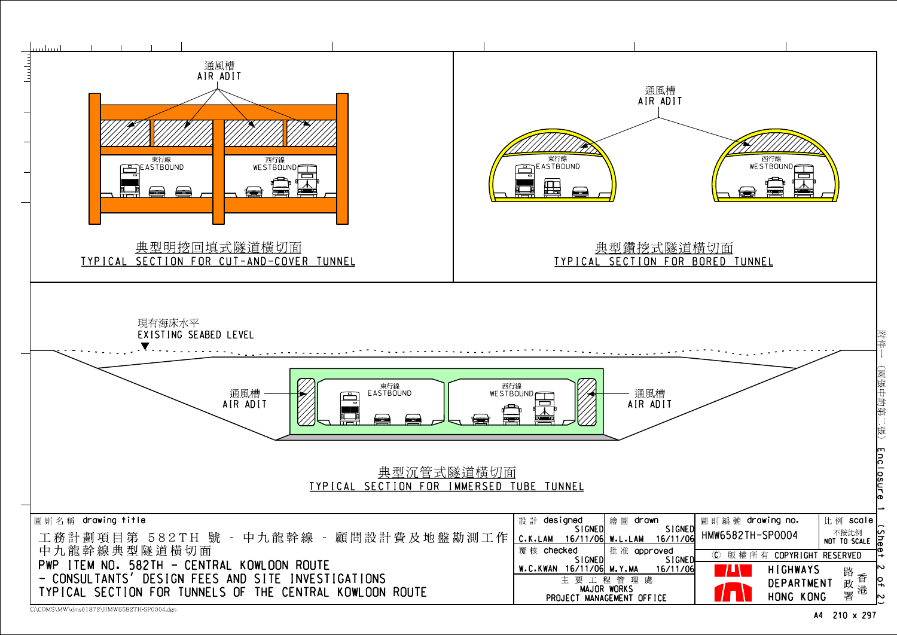附件一（兩張中的第二張） Enclosure 1 (Sheet 2 of 2)

通風槽
AIR ADIT

東行線
EASTBOUND

西行線
WESTBOUND

典型明挖回填式隧道橫切面
TYPICAL SECTION FOR CUT-AND-COVER TUNNEL

通風槽
AIR ADIT

東行線
EASTBOUND

西行線
WESTBOUND

典型鑽挖式隧道橫切面
TYPICAL SECTION FOR BORED TUNNEL

現有海床水平
EXISTING SEABED LEVEL

通風槽
AIR ADIT

東行線
EASTBOUND

西行線
WESTBOUND

通風槽
AIR ADIT

典型沉管式隧道橫切面
TYPICAL SECTION FOR IMMERSED TUBE TUNNEL

| 圖則名稱 drawing title | 設計 designed | 繪圖 drawn | 圖則編號 drawing no. | 比例 scale |
|---|---|---|---|---|
| 工務計劃項目第 582TH 號 - 中九龍幹線 - 顧問設計費及地盤勘測工作<br>中九龍幹線典型隧道橫切面<br>PWP ITEM NO. 582TH - CENTRAL KOWLOON ROUTE<br>- CONSULTANTS' DESIGN FEES AND SITE INVESTIGATIONS<br>TYPICAL SECTION FOR TUNNELS OF THE CENTRAL KOWLOON ROUTE | SIGNED<br>C.K.LAM 16/11/06 | SIGNED<br>W.L.LAM 16/11/06 | HMW6582TH-SP0004 | 不按比例<br>NOT TO SCALE |
| | 覆核 checked<br>SIGNED<br>W.C.KWAN 16/11/06 | 批准 approved<br>SIGNED<br>M.Y.MA 16/11/06 | Ⓒ 版權所有 COPYRIGHT RESERVED | |
| | 主要工程管理處<br>MAJOR WORKS<br>PROJECT MANAGEMENT OFFICE | | HIGHWAYS DEPARTMENT HONG KONG<br>香港路政署 | |

C:\CDMS\MW\dms01872\HMW6582TH-SP0004.dgn

A4 210 x 297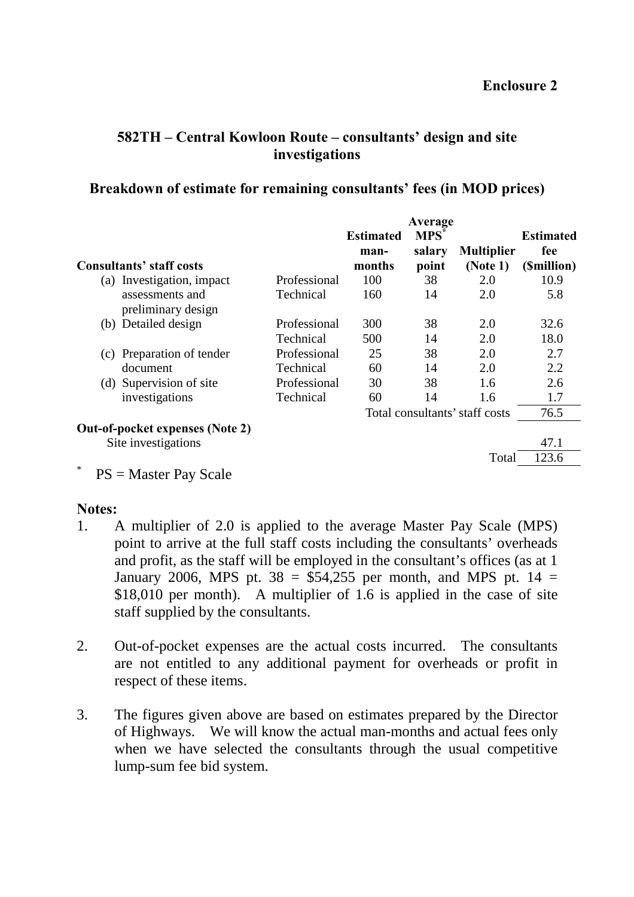**Enclosure 2**

## 582TH – Central Kowloon Route – consultants' design and site investigations

### Breakdown of estimate for remaining consultants' fees (in MOD prices)

| Consultants' staff costs | | Estimated man-months | Average MPS* salary point | Multiplier (Note 1) | Estimated fee ($million) |
|---|---|---|---|---|---|
| (a) Investigation, impact assessments and preliminary design | Professional | 100 | 38 | 2.0 | 10.9 |
| | Technical | 160 | 14 | 2.0 | 5.8 |
| (b) Detailed design | Professional | 300 | 38 | 2.0 | 32.6 |
| | Technical | 500 | 14 | 2.0 | 18.0 |
| (c) Preparation of tender document | Professional | 25 | 38 | 2.0 | 2.7 |
| | Technical | 60 | 14 | 2.0 | 2.2 |
| (d) Supervision of site investigations | Professional | 30 | 38 | 1.6 | 2.6 |
| | Technical | 60 | 14 | 1.6 | 1.7 |
| | | Total consultants' staff costs | | | 76.5 |
| **Out-of-pocket expenses (Note 2)** | | | | | |
| Site investigations | | | | | 47.1 |
| | | | | Total | 123.6 |

\* MPS = Master Pay Scale

**Notes:**

1. A multiplier of 2.0 is applied to the average Master Pay Scale (MPS) point to arrive at the full staff costs including the consultants' overheads and profit, as the staff will be employed in the consultant's offices (as at 1 January 2006, MPS pt. 38 = $54,255 per month, and MPS pt. 14 = $18,010 per month). A multiplier of 1.6 is applied in the case of site staff supplied by the consultants.

2. Out-of-pocket expenses are the actual costs incurred. The consultants are not entitled to any additional payment for overheads or profit in respect of these items.

3. The figures given above are based on estimates prepared by the Director of Highways. We will know the actual man-months and actual fees only when we have selected the consultants through the usual competitive lump-sum fee bid system.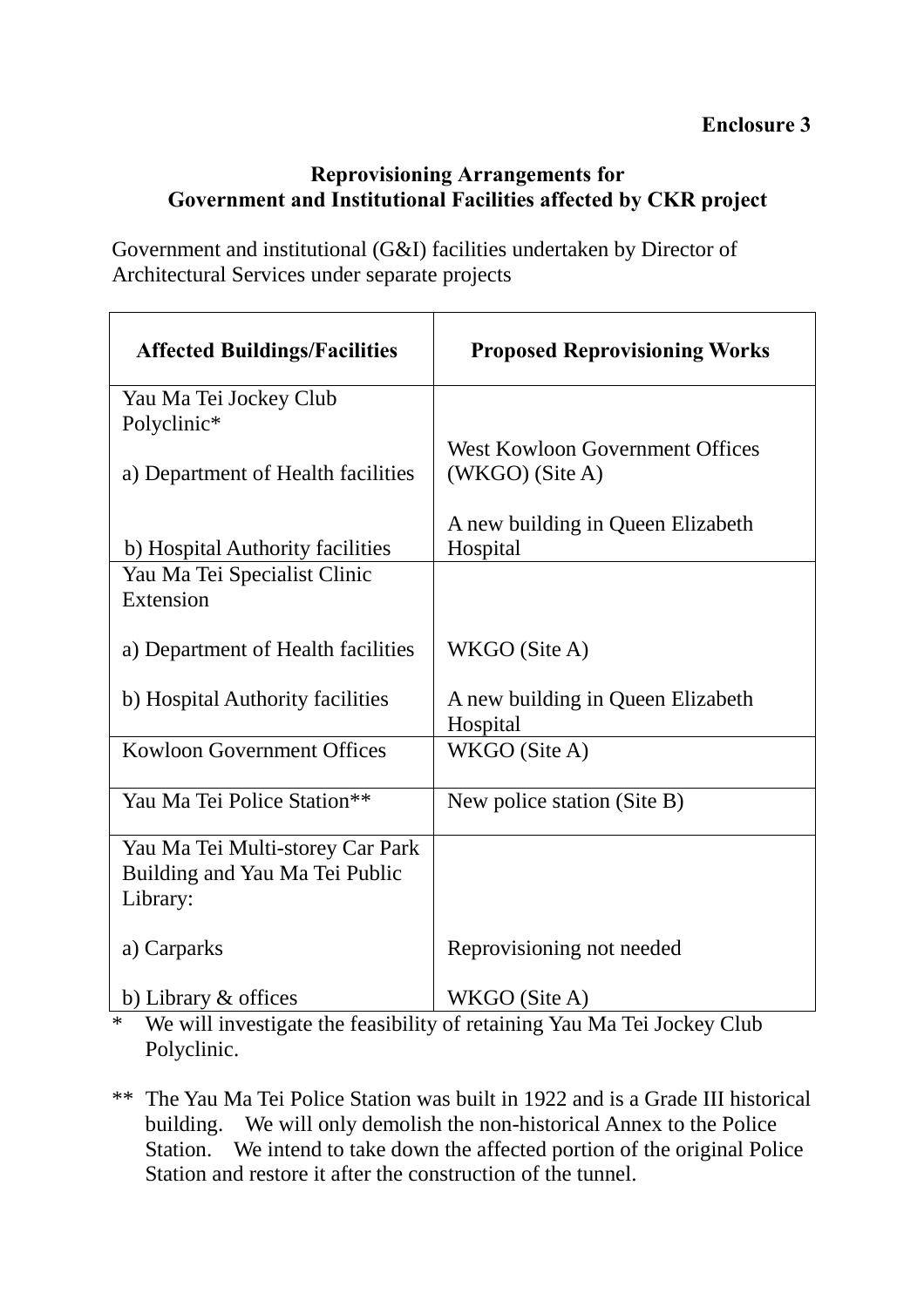**Enclosure 3**

**Reprovisioning Arrangements for Government and Institutional Facilities affected by CKR project**

Government and institutional (G&I) facilities undertaken by Director of Architectural Services under separate projects

| Affected Buildings/Facilities | Proposed Reprovisioning Works |
|---|---|
| Yau Ma Tei Jockey Club Polyclinic* | |
| a) Department of Health facilities | West Kowloon Government Offices (WKGO) (Site A) |
| b) Hospital Authority facilities | A new building in Queen Elizabeth Hospital |
| Yau Ma Tei Specialist Clinic Extension | |
| a) Department of Health facilities | WKGO (Site A) |
| b) Hospital Authority facilities | A new building in Queen Elizabeth Hospital |
| Kowloon Government Offices | WKGO (Site A) |
| Yau Ma Tei Police Station** | New police station (Site B) |
| Yau Ma Tei Multi-storey Car Park Building and Yau Ma Tei Public Library: | |
| a) Carparks | Reprovisioning not needed |
| b) Library & offices | WKGO (Site A) |

\* We will investigate the feasibility of retaining Yau Ma Tei Jockey Club Polyclinic.

** The Yau Ma Tei Police Station was built in 1922 and is a Grade III historical building. We will only demolish the non-historical Annex to the Police Station. We intend to take down the affected portion of the original Police Station and restore it after the construction of the tunnel.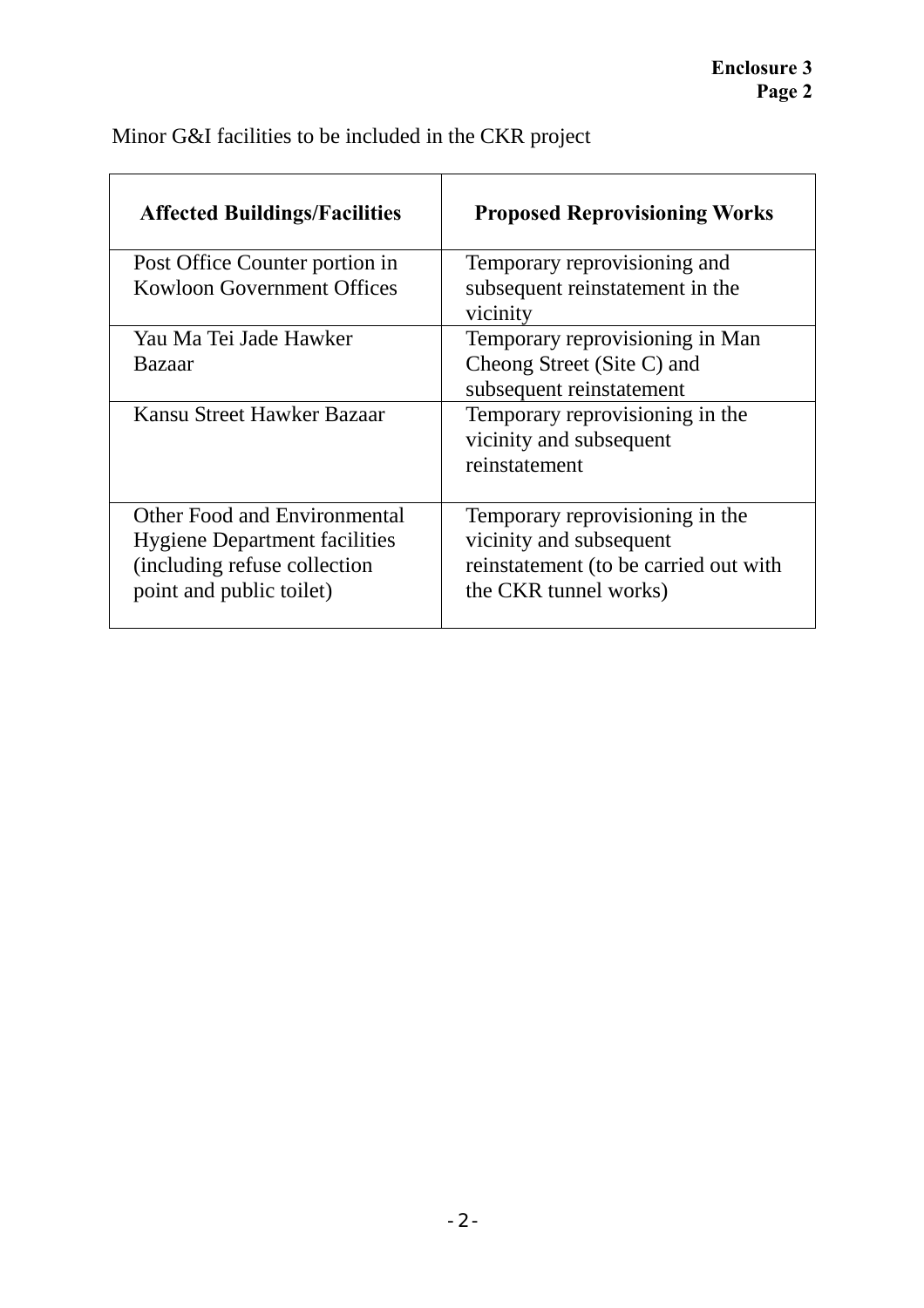**Enclosure 3**
**Page 2**

Minor G&I facilities to be included in the CKR project

| Affected Buildings/Facilities | Proposed Reprovisioning Works |
|---|---|
| Post Office Counter portion in Kowloon Government Offices | Temporary reprovisioning and subsequent reinstatement in the vicinity |
| Yau Ma Tei Jade Hawker Bazaar | Temporary reprovisioning in Man Cheong Street (Site C) and subsequent reinstatement |
| Kansu Street Hawker Bazaar | Temporary reprovisioning in the vicinity and subsequent reinstatement |
| Other Food and Environmental Hygiene Department facilities (including refuse collection point and public toilet) | Temporary reprovisioning in the vicinity and subsequent reinstatement (to be carried out with the CKR tunnel works) |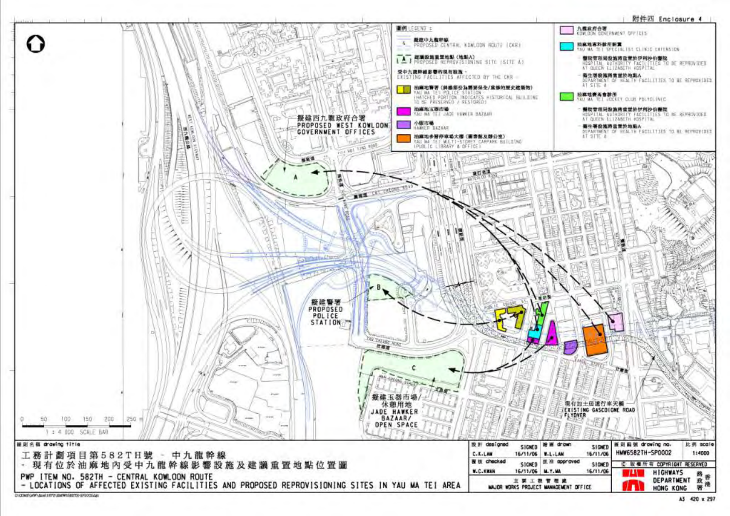附件四 Enclosure 4

圖例 LEGEND：

- 擬建中九龍幹線 PROPOSED CENTRAL KOWLOON ROUTE (CKR)
- 建議設施重置地點 (地點A) PROPOSED REPROVISIONING SITE (SITE A)
- 受中九龍幹線影響的現有設施 - EXISTING FACILITIES AFFECTED BY THE CKR -
  - 油麻地警署 (斜線部份為需要保存/復修的歷史建築物) YAU MA TEI POLICE STATION (HATCHED PORTION INDICATES HISTORICAL BUILDING TO BE PRESERVED / RESTORED)
  - 油麻地玉器市場 YAU MA TEI JADE HAWKER BAZAAR
  - 小販市場 HAWKER BAZAAR
  - 油麻地多層停車場大廈 (圖書館及辦公室) YAU MA TEI MULTI-STOREY CARPARK BUILDING (PUBLIC LIBRARY & OFFICE)
  - 九龍政府合署 KOWLOON GOVERNMENT OFFICES
  - 油麻地專科診所新翼 YAU MA TEI SPECIALIST CLINIC EXTENSION
    - 醫院管理局設施將重置於伊利沙伯醫院 HOSPITAL AUTHORITY FACILITIES TO BE REPROVIDED AT QUEEN ELIZABETH HOSPITAL
    - 衞生署設施將重置於地點A DEPARTMENT OF HEALTH FACILITIES TO BE REPROVIDED AT SITE A
  - 油麻地賽馬會診所 YAU MA TEI JOCKEY CLUB POLYCLINIC
    - 醫院管理局設施將重置於伊利沙伯醫院 HOSPITAL AUTHORITY FACILITIES TO BE REPROVIDED AT QUEEN ELIZABETH HOSPITAL
    - 衞生署設施將重置於地點A DEPARTMENT OF HEALTH FACILITIES TO BE REPROVIDED AT SITE A

擬建西九龍政府合署 PROPOSED WEST KOWLOON GOVERNMENT OFFICES

擬建警署 PROPOSED POLICE STATION

擬建玉器市場/休憩用地 JADE HAWKER BAZAAR/ OPEN SPACE

現有加士居道行車天橋 EXISTING GASCOIGNE ROAD FLYOVER

1 : 4 000 SCALE BAR

圖則名稱 drawing title

工務計劃項目第582TH號 － 中九龍幹線
－ 現有位於油麻地內受中九龍幹線影響設施及建議重置地點位置圖

PWP ITEM NO. 582TH - CENTRAL KOWLOON ROUTE
- LOCATIONS OF AFFECTED EXISTING FACILITIES AND PROPOSED REPROVISIONING SITES IN YAU MA TEI AREA

| 設計 designed | SIGNED | 繪圖 drawn | SIGNED | 圖則編號 drawing no. | 比例 scale |
|---|---|---|---|---|---|
| C.K.LAM | 16/11/06 | W.L.LAM | 16/11/06 | HMW6582TH-SP0002 | 1:4000 |
| 覆核 checked | SIGNED | 批准 approved | SIGNED | 版權所有 COPYRIGHT RESERVED | |
| W.C.KWAN | 16/11/06 | M.Y.MA | 16/11/06 | | |

主要工程管理處 MAJOR WORKS PROJECT MANAGEMENT OFFICE

路政署 HIGHWAYS DEPARTMENT 香港 HONG KONG

A3 420 x 297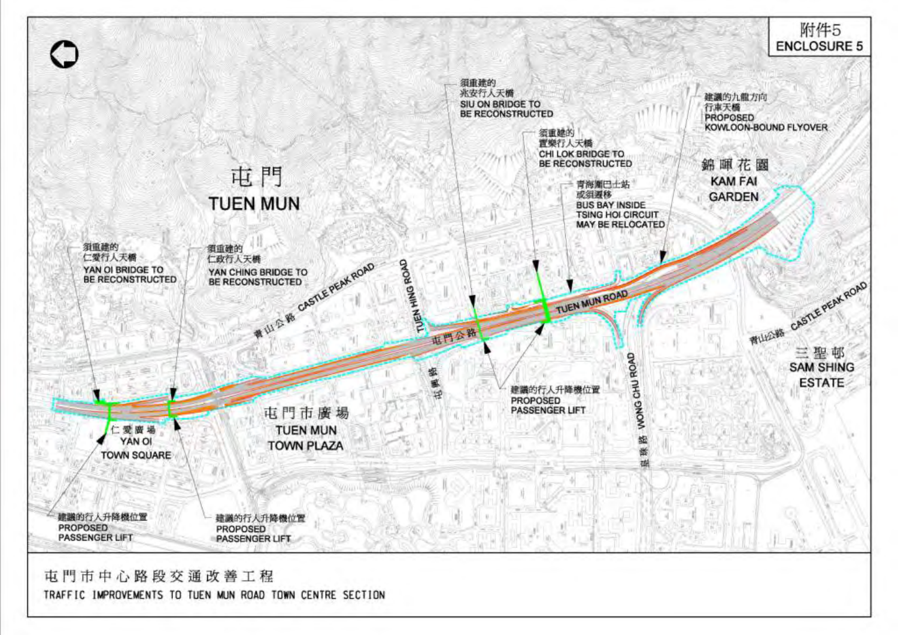附件5
ENCLOSURE 5

屯門
TUEN MUN

須重建的
仁愛行人天橋
YAN OI BRIDGE TO
BE RECONSTRUCTED

須重建的
仁政行人天橋
YAN CHING BRIDGE TO
BE RECONSTRUCTED

青山公路 CASTLE PEAK ROAD

TUEN HING ROAD

屯興路

須重建的
兆安行人天橋
SIU ON BRIDGE TO
BE RECONSTRUCTED

須重建的
置樂行人天橋
CHI LOK BRIDGE TO
BE RECONSTRUCTED

青海圍巴士站
或須遷移
BUS BAY INSIDE
TSING HOI CIRCUIT
MAY BE RELOCATED

建議的九龍方向
行車天橋
PROPOSED
KOWLOON-BOUND FLYOVER

錦暉花園
KAM FAI
GARDEN

屯門公路

TUEN MUN ROAD

青山公路 CASTLE PEAK ROAD

三聖邨
SAM SHING
ESTATE

WONG CHU ROAD

王珠路

建議的行人升降機位置
PROPOSED
PASSENGER LIFT

屯門市廣場
TUEN MUN
TOWN PLAZA

仁愛廣場
YAN OI
TOWN SQUARE

建議的行人升降機位置
PROPOSED
PASSENGER LIFT

建議的行人升降機位置
PROPOSED
PASSENGER LIFT

屯門市中心路段交通改善工程

TRAFFIC IMPROVEMENTS TO TUEN MUN ROAD TOWN CENTRE SECTION